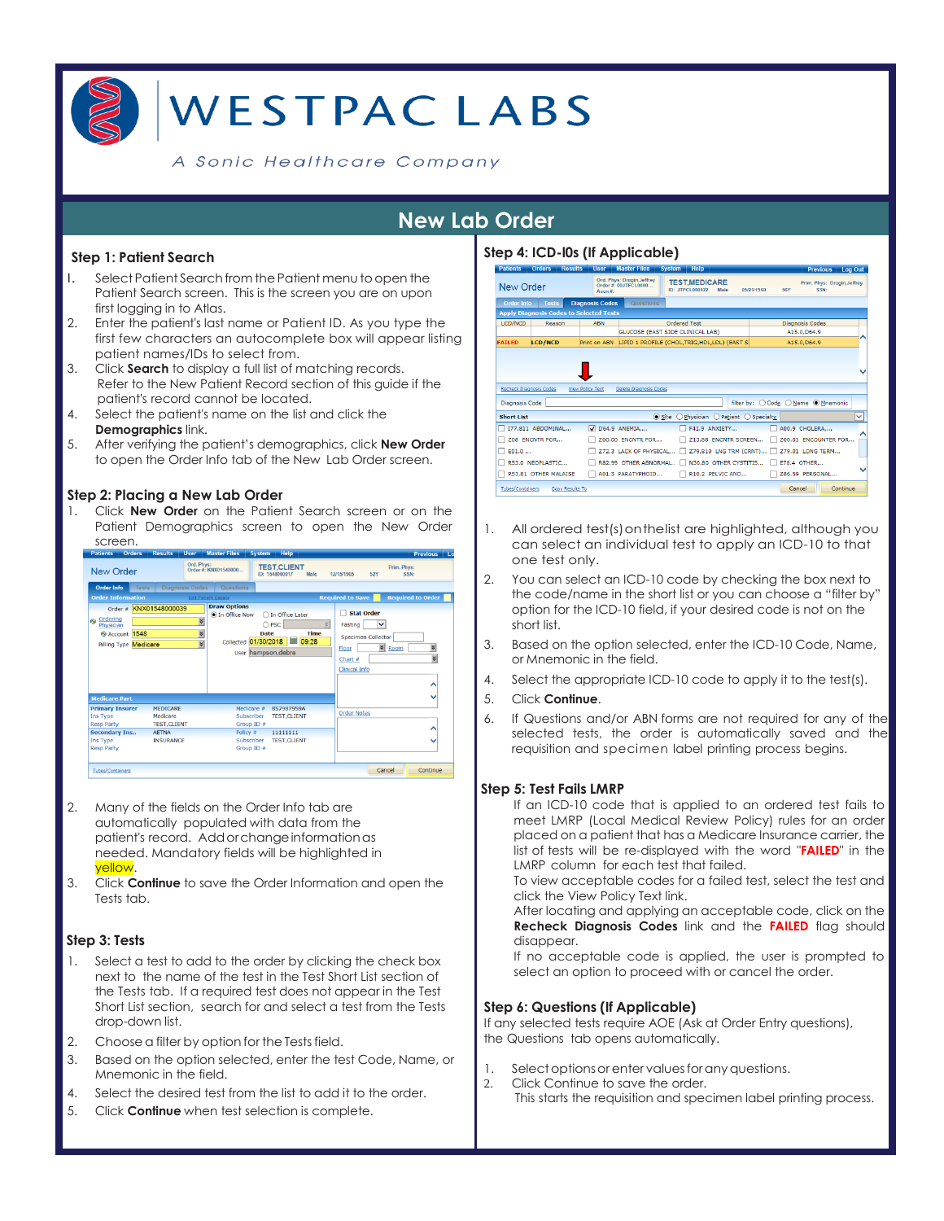# WESTPAC LABS

*A Sonic Healthcare Company*

## New Lab Order

### Step 1: Patient Search

1. Select Patient Search from the Patient menu to open the Patient Search screen. This is the screen you are on upon first logging in to Atlas.
2. Enter the patient's last name or Patient ID. As you type the first few characters an autocomplete box will appear listing patient names/IDs to select from.
3. Click **Search** to display a full list of matching records. Refer to the New Patient Record section of this guide if the patient's record cannot be located.
4. Select the patient's name on the list and click the **Demographics** link.
5. After verifying the patient's demographics, click **New Order** to open the Order Info tab of the New Lab Order screen.

### Step 2: Placing a New Lab Order

1. Click **New Order** on the Patient Search screen or on the Patient Demographics screen to open the New Order screen.
2. Many of the fields on the Order Info tab are automatically populated with data from the patient's record. Add or change information as needed. Mandatory fields will be highlighted in yellow.
3. Click **Continue** to save the Order Information and open the Tests tab.

### Step 3: Tests

1. Select a test to add to the order by clicking the check box next to the name of the test in the Test Short List section of the Tests tab. If a required test does not appear in the Test Short List section, search for and select a test from the Tests drop-down list.
2. Choose a filter by option for the Tests field.
3. Based on the option selected, enter the test Code, Name, or Mnemonic in the field.
4. Select the desired test from the list to add it to the order.
5. Click **Continue** when test selection is complete.

### Step 4: ICD-I0s (If Applicable)

1. All ordered test(s) on the list are highlighted, although you can select an individual test to apply an ICD-10 to that one test only.
2. You can select an ICD-10 code by checking the box next to the code/name in the short list or you can choose a "filter by" option for the ICD-10 field, if your desired code is not on the short list.
3. Based on the option selected, enter the ICD-10 Code, Name, or Mnemonic in the field.
4. Select the appropriate ICD-10 code to apply it to the test(s).
5. Click **Continue**.
6. If Questions and/or ABN forms are not required for any of the selected tests, the order is automatically saved and the requisition and specimen label printing process begins.

### Step 5: Test Fails LMRP

If an ICD-10 code that is applied to an ordered test fails to meet LMRP (Local Medical Review Policy) rules for an order placed on a patient that has a Medicare Insurance carrier, the list of tests will be re-displayed with the word "**FAILED**" in the LMRP column for each test that failed.

To view acceptable codes for a failed test, select the test and click the View Policy Text link.

After locating and applying an acceptable code, click on the **Recheck Diagnosis Codes** link and the **FAILED** flag should disappear.

If no acceptable code is applied, the user is prompted to select an option to proceed with or cancel the order.

### Step 6: Questions (If Applicable)

If any selected tests require AOE (Ask at Order Entry questions), the Questions tab opens automatically.

1. Select options or enter values for any questions.
2. Click Continue to save the order.
   This starts the requisition and specimen label printing process.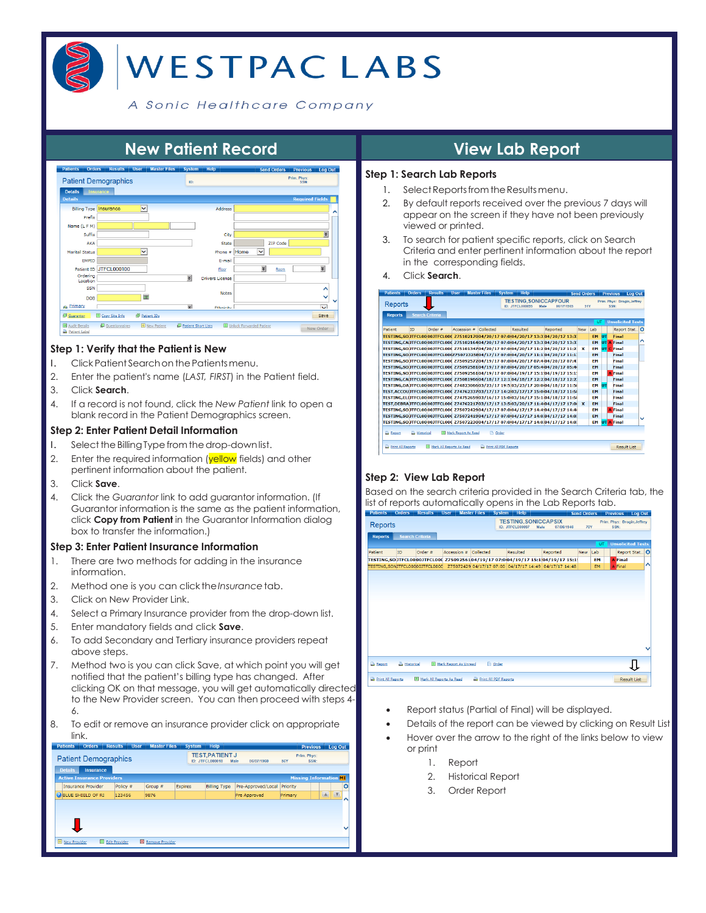# WESTPAC LABS

*A Sonic Healthcare Company*

## New Patient Record

### Step 1: Verify that the Patient is New

1. Click Patient Search on the Patients menu.
2. Enter the patient's name (*LAST, FIRST*) in the Patient field.
3. Click **Search**.
4. If a record is not found, click the *New Patient* link to open a blank record in the Patient Demographics screen.

### Step 2: Enter Patient Detail Information

1. Select the Billing Type from the drop-down list.
2. Enter the required information (yellow fields) and other pertinent information about the patient.
3. Click **Save**.
4. Click the *Guarantor* link to add guarantor information. (If Guarantor information is the same as the patient information, click **Copy from Patient** in the Guarantor Information dialog box to transfer the information.)

### Step 3: Enter Patient Insurance Information

1. There are two methods for adding in the insurance information.
2. Method one is you can click the *Insurance* tab.
3. Click on New Provider Link.
4. Select a Primary Insurance provider from the drop-down list.
5. Enter mandatory fields and click **Save**.
6. To add Secondary and Tertiary insurance providers repeat above steps.
7. Method two is you can click Save, at which point you will get notified that the patient's billing type has changed. After clicking OK on that message, you will get automatically directed to the New Provider screen. You can then proceed with steps 4-6.
8. To edit or remove an insurance provider click on appropriate link.

## View Lab Report

### Step 1: Search Lab Reports

1. Select Reports from the Results menu.
2. By default reports received over the previous 7 days will appear on the screen if they have not been previously viewed or printed.
3. To search for patient specific reports, click on Search Criteria and enter pertinent information about the report in the corresponding fields.
4. Click **Search**.

### Step 2: View Lab Report

Based on the search criteria provided in the Search Criteria tab, the list of reports automatically opens in the Lab Reports tab.

- Report status (Partial of Final) will be displayed.
- Details of the report can be viewed by clicking on Result List
- Hover over the arrow to the right of the links below to view or print
  1. Report
  2. Historical Report
  3. Order Report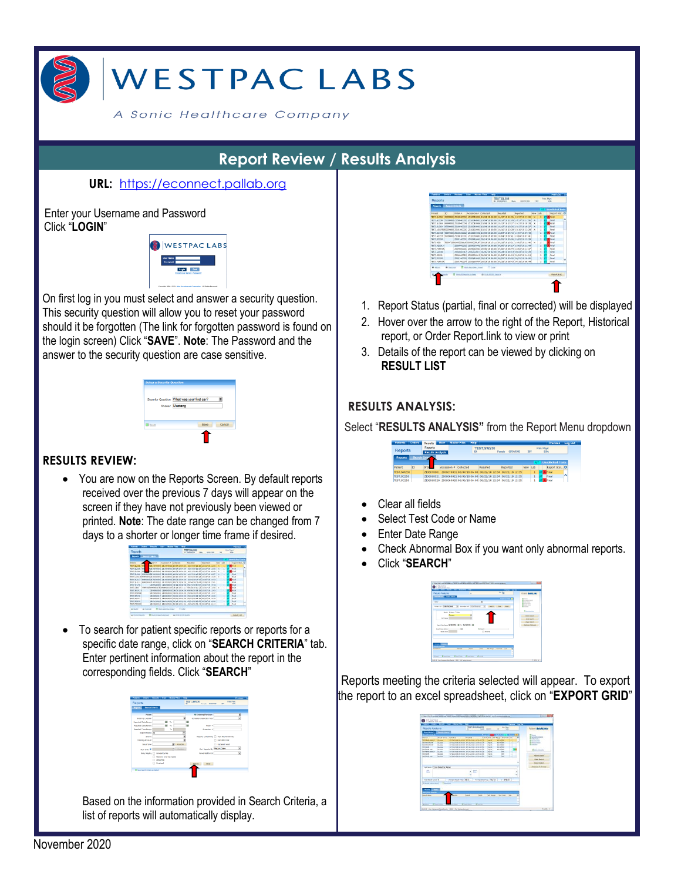# WESTPAC LABS

A Sonic Healthcare Company

## Report Review / Results Analysis

**URL:** https://econnect.pallab.org

Enter your Username and Password
Click "**LOGIN**"

On first log in you must select and answer a security question. This security question will allow you to reset your password should it be forgotten (The link for forgotten password is found on the login screen) Click "**SAVE**". **Note**: The Password and the answer to the security question are case sensitive.

### RESULTS REVIEW:

- You are now on the Reports Screen. By default reports received over the previous 7 days will appear on the screen if they have not previously been viewed or printed. **Note**: The date range can be changed from 7 days to a shorter or longer time frame if desired.
- To search for patient specific reports or reports for a specific date range, click on "**SEARCH CRITERIA**" tab. Enter pertinent information about the report in the corresponding fields. Click "**SEARCH**"

Based on the information provided in Search Criteria, a list of reports will automatically display.

1. Report Status (partial, final or corrected) will be displayed
2. Hover over the arrow to the right of the Report, Historical report, or Order Report.link to view or print
3. Details of the report can be viewed by clicking on **RESULT LIST**

### RESULTS ANALYSIS:

Select "**RESULTS ANALYSIS**" from the Report Menu dropdown

- Clear all fields
- Select Test Code or Name
- Enter Date Range
- Check Abnormal Box if you want only abnormal reports.
- Click "**SEARCH**"

Reports meeting the criteria selected will appear. To export the report to an excel spreadsheet, click on "**EXPORT GRID**"

November 2020